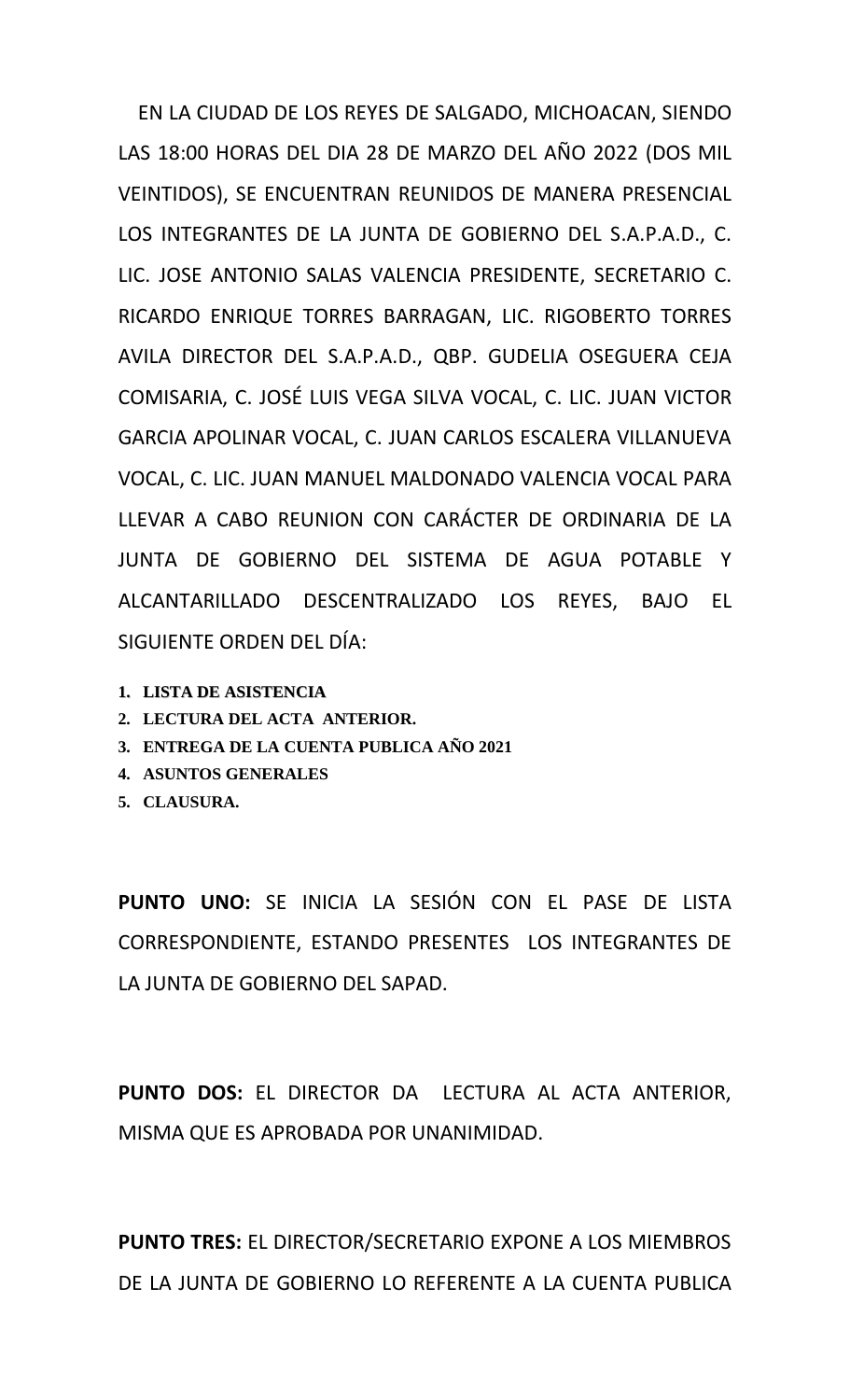EN LA CIUDAD DE LOS REYES DE SALGADO, MICHOACAN, SIENDO LAS 18:00 HORAS DEL DIA 28 DE MARZO DEL AÑO 2022 (DOS MIL VEINTIDOS), SE ENCUENTRAN REUNIDOS DE MANERA PRESENCIAL LOS INTEGRANTES DE LA JUNTA DE GOBIERNO DEL S.A.P.A.D., C. LIC. JOSE ANTONIO SALAS VALENCIA PRESIDENTE, SECRETARIO C. RICARDO ENRIQUE TORRES BARRAGAN, LIC. RIGOBERTO TORRES AVILA DIRECTOR DEL S.A.P.A.D., QBP. GUDELIA OSEGUERA CEJA COMISARIA, C. JOSÉ LUIS VEGA SILVA VOCAL, C. LIC. JUAN VICTOR GARCIA APOLINAR VOCAL, C. JUAN CARLOS ESCALERA VILLANUEVA VOCAL, C. LIC. JUAN MANUEL MALDONADO VALENCIA VOCAL PARA LLEVAR A CABO REUNION CON CARÁCTER DE ORDINARIA DE LA JUNTA DE GOBIERNO DEL SISTEMA DE AGUA POTABLE Y ALCANTARILLADO DESCENTRALIZADO LOS REYES, BAJO EL SIGUIENTE ORDEN DEL DÍA:

1. **LISTA DE ASISTENCIA**
2. **LECTURA DEL ACTA ANTERIOR.**
3. **ENTREGA DE LA CUENTA PUBLICA AÑO 2021**
4. **ASUNTOS GENERALES**
5. **CLAUSURA.**

**PUNTO UNO:** SE INICIA LA SESIÓN CON EL PASE DE LISTA CORRESPONDIENTE, ESTANDO PRESENTES LOS INTEGRANTES DE LA JUNTA DE GOBIERNO DEL SAPAD.

**PUNTO DOS:** EL DIRECTOR DA LECTURA AL ACTA ANTERIOR, MISMA QUE ES APROBADA POR UNANIMIDAD.

**PUNTO TRES:** EL DIRECTOR/SECRETARIO EXPONE A LOS MIEMBROS DE LA JUNTA DE GOBIERNO LO REFERENTE A LA CUENTA PUBLICA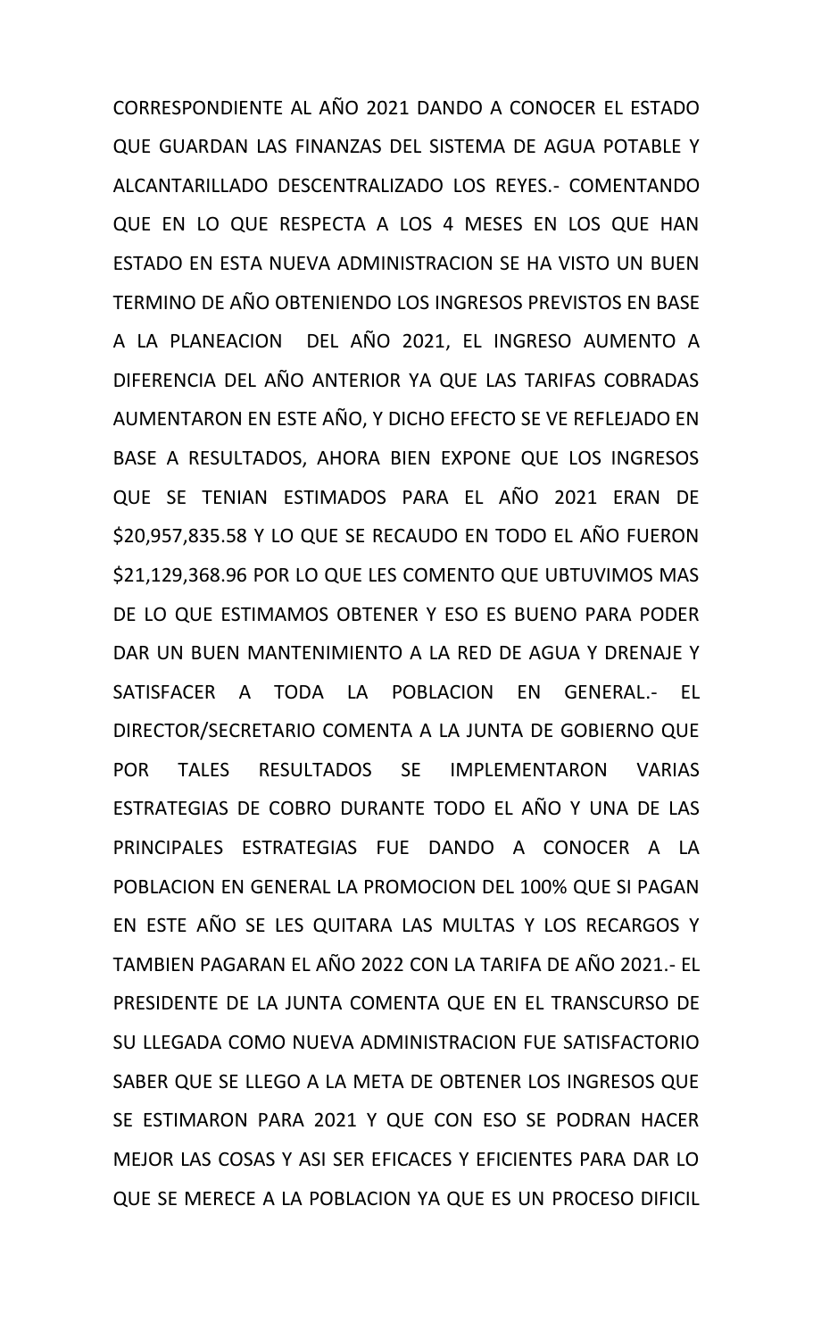CORRESPONDIENTE AL AÑO 2021 DANDO A CONOCER EL ESTADO QUE GUARDAN LAS FINANZAS DEL SISTEMA DE AGUA POTABLE Y ALCANTARILLADO DESCENTRALIZADO LOS REYES.- COMENTANDO QUE EN LO QUE RESPECTA A LOS 4 MESES EN LOS QUE HAN ESTADO EN ESTA NUEVA ADMINISTRACION SE HA VISTO UN BUEN TERMINO DE AÑO OBTENIENDO LOS INGRESOS PREVISTOS EN BASE A LA PLANEACION DEL AÑO 2021, EL INGRESO AUMENTO A DIFERENCIA DEL AÑO ANTERIOR YA QUE LAS TARIFAS COBRADAS AUMENTARON EN ESTE AÑO, Y DICHO EFECTO SE VE REFLEJADO EN BASE A RESULTADOS, AHORA BIEN EXPONE QUE LOS INGRESOS QUE SE TENIAN ESTIMADOS PARA EL AÑO 2021 ERAN DE $20,957,835.58 Y LO QUE SE RECAUDO EN TODO EL AÑO FUERON $21,129,368.96 POR LO QUE LES COMENTO QUE UBTUVIMOS MAS DE LO QUE ESTIMAMOS OBTENER Y ESO ES BUENO PARA PODER DAR UN BUEN MANTENIMIENTO A LA RED DE AGUA Y DRENAJE Y SATISFACER A TODA LA POBLACION EN GENERAL.- EL DIRECTOR/SECRETARIO COMENTA A LA JUNTA DE GOBIERNO QUE POR TALES RESULTADOS SE IMPLEMENTARON VARIAS ESTRATEGIAS DE COBRO DURANTE TODO EL AÑO Y UNA DE LAS PRINCIPALES ESTRATEGIAS FUE DANDO A CONOCER A LA POBLACION EN GENERAL LA PROMOCION DEL 100% QUE SI PAGAN EN ESTE AÑO SE LES QUITARA LAS MULTAS Y LOS RECARGOS Y TAMBIEN PAGARAN EL AÑO 2022 CON LA TARIFA DE AÑO 2021.- EL PRESIDENTE DE LA JUNTA COMENTA QUE EN EL TRANSCURSO DE SU LLEGADA COMO NUEVA ADMINISTRACION FUE SATISFACTORIO SABER QUE SE LLEGO A LA META DE OBTENER LOS INGRESOS QUE SE ESTIMARON PARA 2021 Y QUE CON ESO SE PODRAN HACER MEJOR LAS COSAS Y ASI SER EFICACES Y EFICIENTES PARA DAR LO QUE SE MERECE A LA POBLACION YA QUE ES UN PROCESO DIFICIL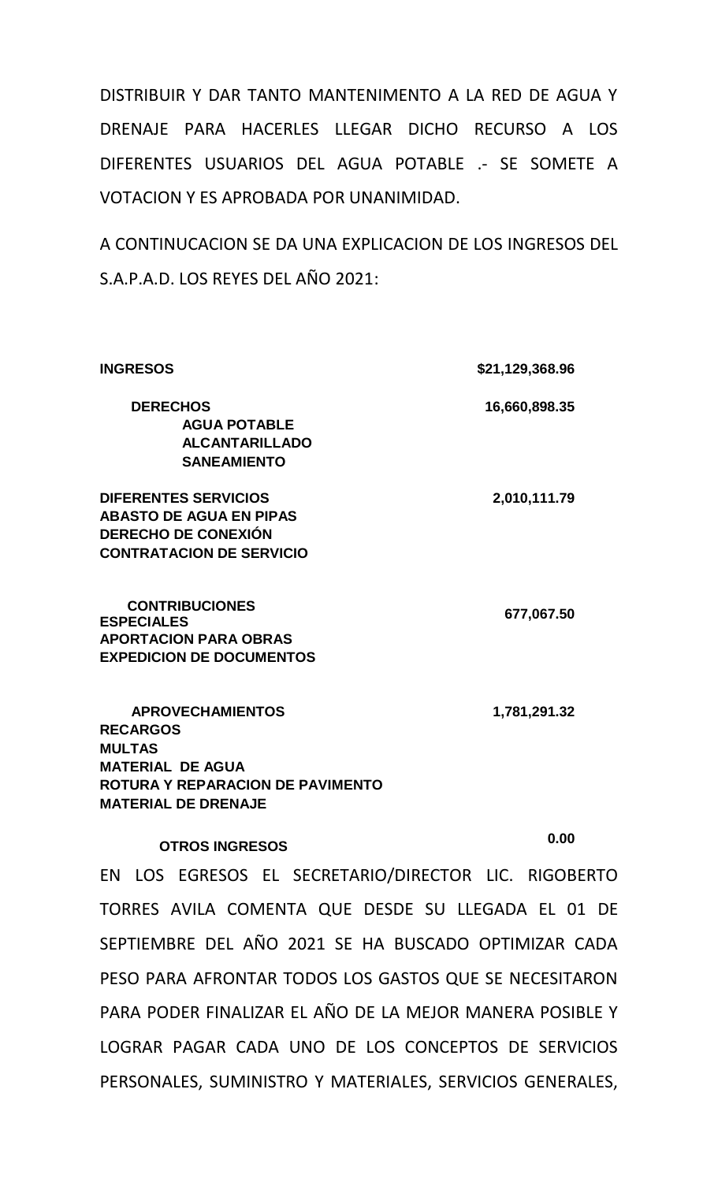DISTRIBUIR Y DAR TANTO MANTENIMENTO A LA RED DE AGUA Y DRENAJE PARA HACERLES LLEGAR DICHO RECURSO A LOS DIFERENTES USUARIOS DEL AGUA POTABLE .- SE SOMETE A VOTACION Y ES APROBADA POR UNANIMIDAD.

A CONTINUCACION SE DA UNA EXPLICACION DE LOS INGRESOS DEL S.A.P.A.D. LOS REYES DEL AÑO 2021:

| | |
|---|---|
| **INGRESOS** | **$21,129,368.96** |
| **DERECHOS**<br>**AGUA POTABLE**<br>**ALCANTARILLADO**<br>**SANEAMIENTO** | **16,660,898.35** |
| **DIFERENTES SERVICIOS**<br>**ABASTO DE AGUA EN PIPAS**<br>**DERECHO DE CONEXIÓN**<br>**CONTRATACION DE SERVICIO** | **2,010,111.79** |
| **CONTRIBUCIONES ESPECIALES**<br>**APORTACION PARA OBRAS**<br>**EXPEDICION DE DOCUMENTOS** | **677,067.50** |
| **APROVECHAMIENTOS**<br>**RECARGOS**<br>**MULTAS**<br>**MATERIAL DE AGUA**<br>**ROTURA Y REPARACION DE PAVIMENTO**<br>**MATERIAL DE DRENAJE** | **1,781,291.32** |
| **OTROS INGRESOS** | **0.00** |

EN LOS EGRESOS EL SECRETARIO/DIRECTOR LIC. RIGOBERTO TORRES AVILA COMENTA QUE DESDE SU LLEGADA EL 01 DE SEPTIEMBRE DEL AÑO 2021 SE HA BUSCADO OPTIMIZAR CADA PESO PARA AFRONTAR TODOS LOS GASTOS QUE SE NECESITARON PARA PODER FINALIZAR EL AÑO DE LA MEJOR MANERA POSIBLE Y LOGRAR PAGAR CADA UNO DE LOS CONCEPTOS DE SERVICIOS PERSONALES, SUMINISTRO Y MATERIALES, SERVICIOS GENERALES,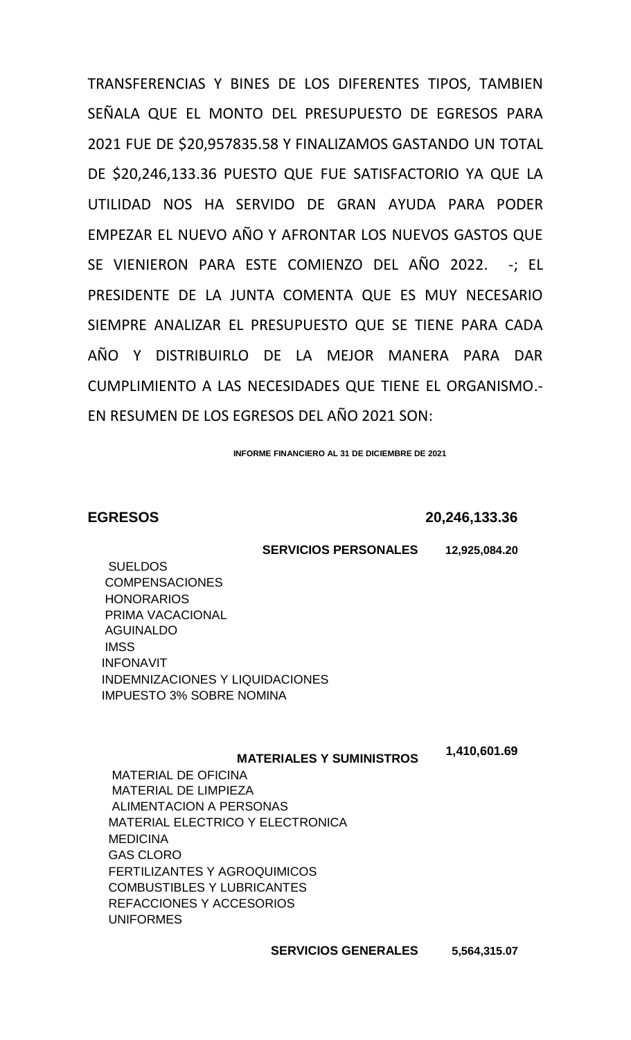TRANSFERENCIAS Y BINES DE LOS DIFERENTES TIPOS, TAMBIEN SEÑALA QUE EL MONTO DEL PRESUPUESTO DE EGRESOS PARA 2021 FUE DE $20,957835.58 Y FINALIZAMOS GASTANDO UN TOTAL DE $20,246,133.36 PUESTO QUE FUE SATISFACTORIO YA QUE LA UTILIDAD NOS HA SERVIDO DE GRAN AYUDA PARA PODER EMPEZAR EL NUEVO AÑO Y AFRONTAR LOS NUEVOS GASTOS QUE SE VIENIERON PARA ESTE COMIENZO DEL AÑO 2022. -; EL PRESIDENTE DE LA JUNTA COMENTA QUE ES MUY NECESARIO SIEMPRE ANALIZAR EL PRESUPUESTO QUE SE TIENE PARA CADA AÑO Y DISTRIBUIRLO DE LA MEJOR MANERA PARA DAR CUMPLIMIENTO A LAS NECESIDADES QUE TIENE EL ORGANISMO.- EN RESUMEN DE LOS EGRESOS DEL AÑO 2021 SON:

**INFORME FINANCIERO AL 31 DE DICIEMBRE DE 2021**

| | | |
|---|---|---|
| **EGRESOS** | | **20,246,133.36** |
| | **SERVICIOS PERSONALES** | **12,925,084.20** |
| SUELDOS | | |
| COMPENSACIONES | | |
| HONORARIOS | | |
| PRIMA VACACIONAL | | |
| AGUINALDO | | |
| IMSS | | |
| INFONAVIT | | |
| INDEMNIZACIONES Y LIQUIDACIONES | | |
| IMPUESTO 3% SOBRE NOMINA | | |
| | **MATERIALES Y SUMINISTROS** | **1,410,601.69** |
| MATERIAL DE OFICINA | | |
| MATERIAL DE LIMPIEZA | | |
| ALIMENTACION A PERSONAS | | |
| MATERIAL ELECTRICO Y ELECTRONICA | | |
| MEDICINA | | |
| GAS CLORO | | |
| FERTILIZANTES Y AGROQUIMICOS | | |
| COMBUSTIBLES Y LUBRICANTES | | |
| REFACCIONES Y ACCESORIOS | | |
| UNIFORMES | | |
| | **SERVICIOS GENERALES** | **5,564,315.07** |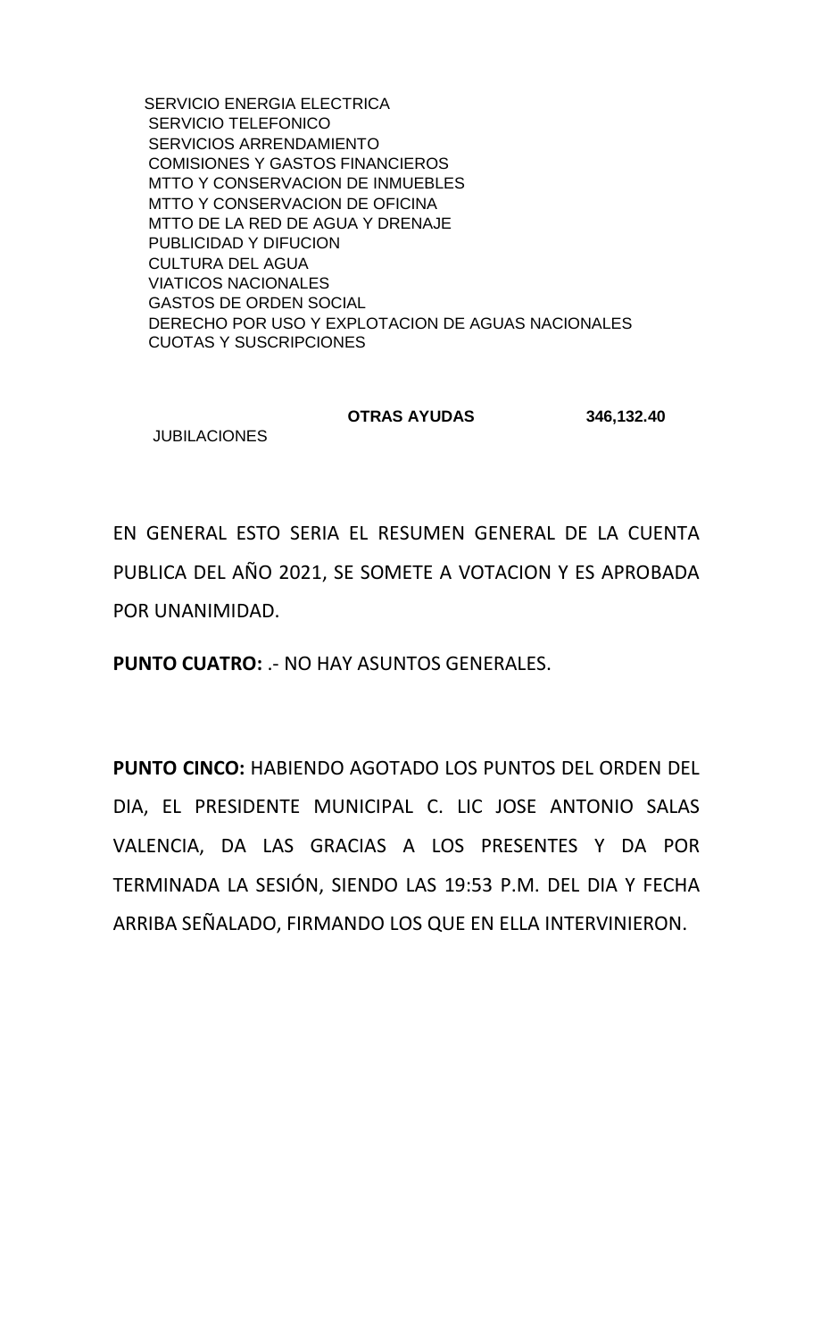SERVICIO ENERGIA ELECTRICA
SERVICIO TELEFONICO
SERVICIOS ARRENDAMIENTO
COMISIONES Y GASTOS FINANCIEROS
MTTO Y CONSERVACION DE INMUEBLES
MTTO Y CONSERVACION DE OFICINA
MTTO DE LA RED DE AGUA Y DRENAJE
PUBLICIDAD Y DIFUCION
CULTURA DEL AGUA
VIATICOS NACIONALES
GASTOS DE ORDEN SOCIAL
DERECHO POR USO Y EXPLOTACION DE AGUAS NACIONALES
CUOTAS Y SUSCRIPCIONES

| | **OTRAS AYUDAS** | **346,132.40** |
|---|---|---|
| JUBILACIONES | | |

EN GENERAL ESTO SERIA EL RESUMEN GENERAL DE LA CUENTA PUBLICA DEL AÑO 2021, SE SOMETE A VOTACION Y ES APROBADA POR UNANIMIDAD.

**PUNTO CUATRO:** .- NO HAY ASUNTOS GENERALES.

**PUNTO CINCO:** HABIENDO AGOTADO LOS PUNTOS DEL ORDEN DEL DIA, EL PRESIDENTE MUNICIPAL C. LIC JOSE ANTONIO SALAS VALENCIA, DA LAS GRACIAS A LOS PRESENTES Y DA POR TERMINADA LA SESIÓN, SIENDO LAS 19:53 P.M. DEL DIA Y FECHA ARRIBA SEÑALADO, FIRMANDO LOS QUE EN ELLA INTERVINIERON.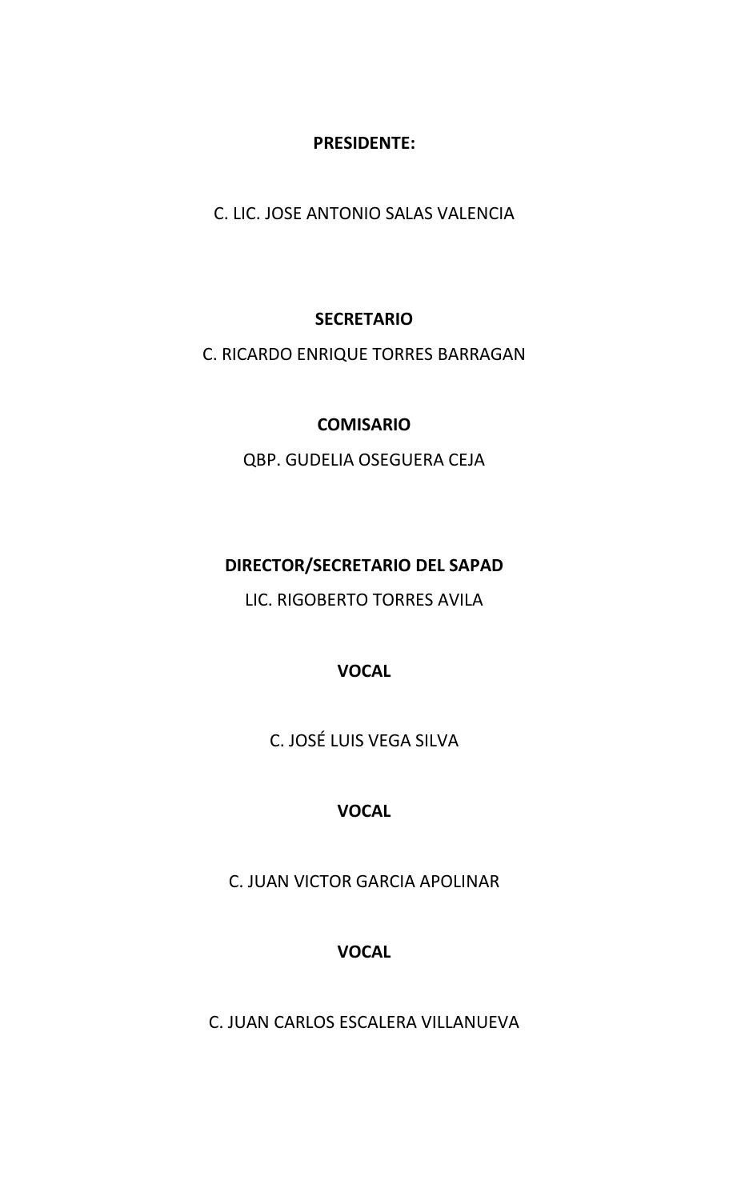**PRESIDENTE:**

C. LIC. JOSE ANTONIO SALAS VALENCIA

**SECRETARIO**

C. RICARDO ENRIQUE TORRES BARRAGAN

**COMISARIO**

QBP. GUDELIA OSEGUERA CEJA

**DIRECTOR/SECRETARIO DEL SAPAD**

LIC. RIGOBERTO TORRES AVILA

**VOCAL**

C. JOSÉ LUIS VEGA SILVA

**VOCAL**

C. JUAN VICTOR GARCIA APOLINAR

**VOCAL**

C. JUAN CARLOS ESCALERA VILLANUEVA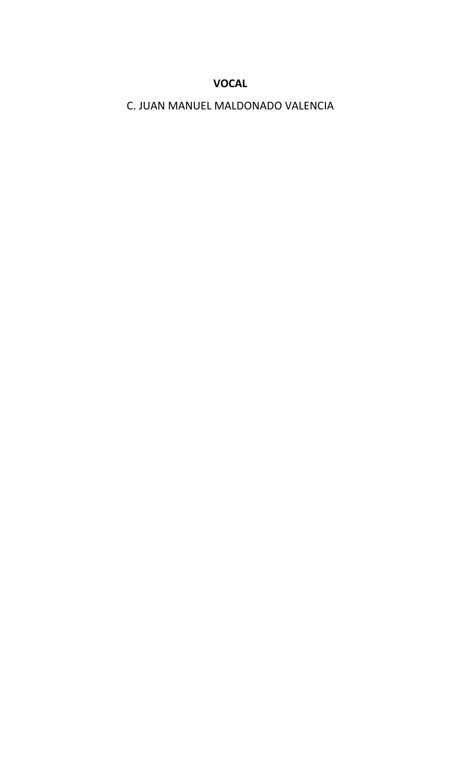**VOCAL**

C. JUAN MANUEL MALDONADO VALENCIA